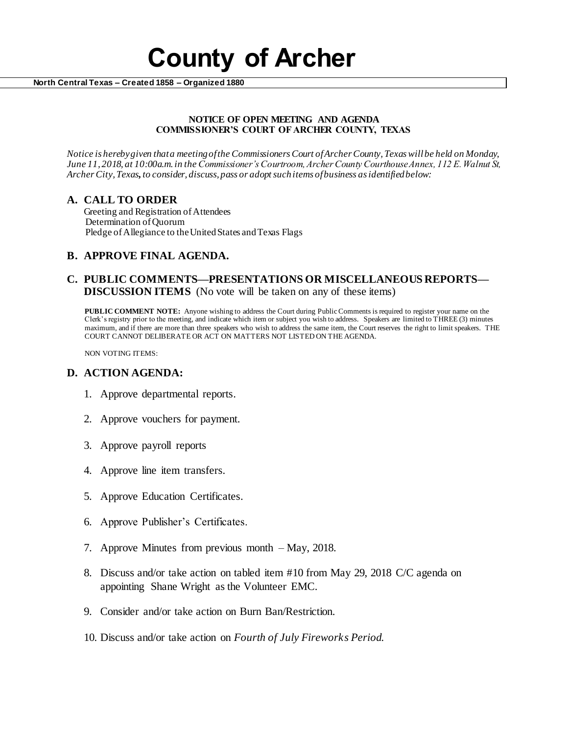# County of Archer

**North Central Texas – Created 1858 – Organized 1880**

**NOTICE OF OPEN MEETING AND AGENDA**
**COMMISSIONER'S COURT OF ARCHER COUNTY, TEXAS**

*Notice is hereby given that a meeting of the Commissioners Court of Archer County, Texas will be held on Monday, June 11, 2018, at 10:00a.m. in the Commissioner's Courtroom, Archer County Courthouse Annex, 112 E. Walnut St, Archer City, Texas, to consider, discuss, pass or adopt such items of business as identified below:*

## A. CALL TO ORDER

Greeting and Registration of Attendees
Determination of Quorum
Pledge of Allegiance to the United States and Texas Flags

## B. APPROVE FINAL AGENDA.

## C. PUBLIC COMMENTS—PRESENTATIONS OR MISCELLANEOUS REPORTS—DISCUSSION ITEMS (No vote will be taken on any of these items)

**PUBLIC COMMENT NOTE:** Anyone wishing to address the Court during Public Comments is required to register your name on the Clerk's registry prior to the meeting, and indicate which item or subject you wish to address. Speakers are limited to THREE (3) minutes maximum, and if there are more than three speakers who wish to address the same item, the Court reserves the right to limit speakers. THE COURT CANNOT DELIBERATE OR ACT ON MATTERS NOT LISTED ON THE AGENDA.

NON VOTING ITEMS:

## D. ACTION AGENDA:

1. Approve departmental reports.
2. Approve vouchers for payment.
3. Approve payroll reports
4. Approve line item transfers.
5. Approve Education Certificates.
6. Approve Publisher's Certificates.
7. Approve Minutes from previous month – May, 2018.
8. Discuss and/or take action on tabled item #10 from May 29, 2018 C/C agenda on appointing Shane Wright as the Volunteer EMC.
9. Consider and/or take action on Burn Ban/Restriction.
10. Discuss and/or take action on *Fourth of July Fireworks Period.*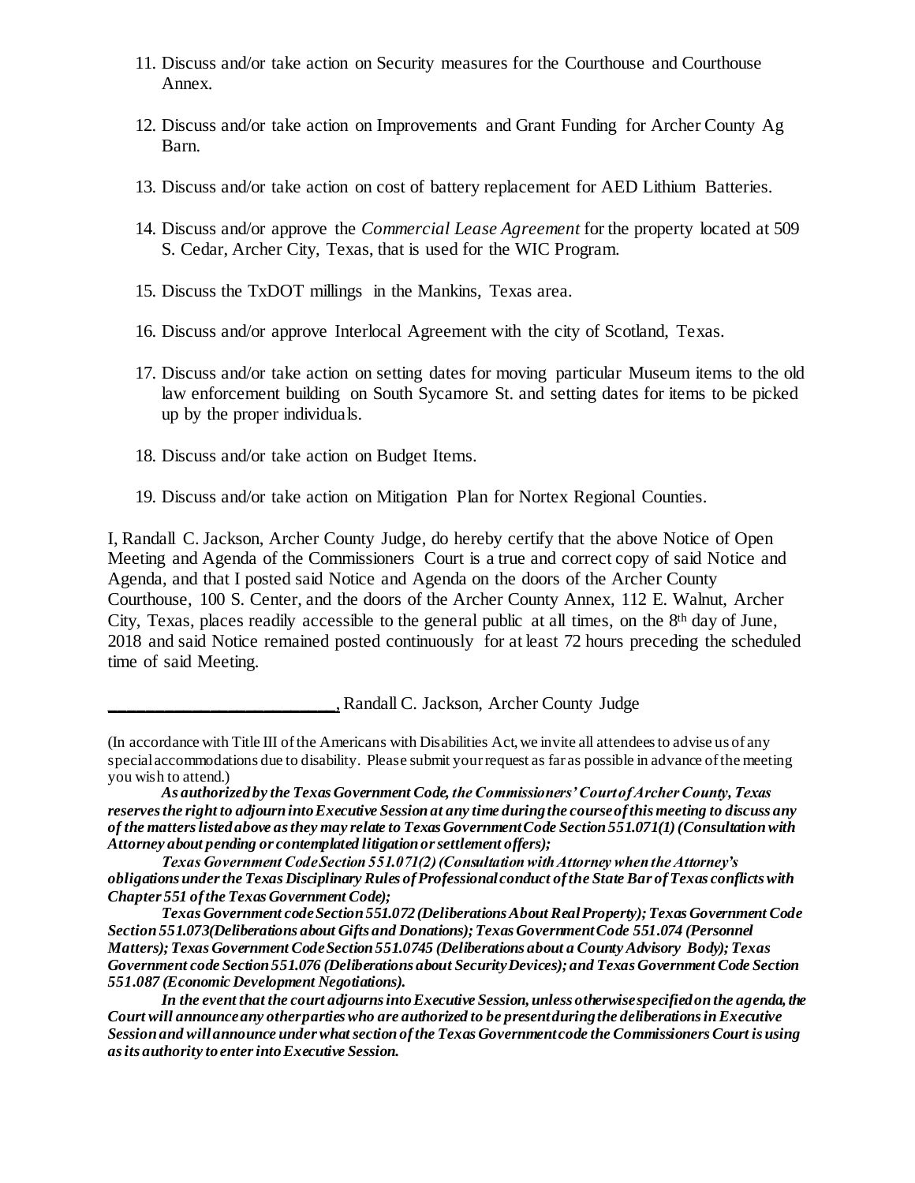11. Discuss and/or take action on Security measures for the Courthouse and Courthouse Annex.

12. Discuss and/or take action on Improvements and Grant Funding for Archer County Ag Barn.

13. Discuss and/or take action on cost of battery replacement for AED Lithium Batteries.

14. Discuss and/or approve the *Commercial Lease Agreement* for the property located at 509 S. Cedar, Archer City, Texas, that is used for the WIC Program.

15. Discuss the TxDOT millings in the Mankins, Texas area.

16. Discuss and/or approve Interlocal Agreement with the city of Scotland, Texas.

17. Discuss and/or take action on setting dates for moving particular Museum items to the old law enforcement building on South Sycamore St. and setting dates for items to be picked up by the proper individuals.

18. Discuss and/or take action on Budget Items.

19. Discuss and/or take action on Mitigation Plan for Nortex Regional Counties.

I, Randall C. Jackson, Archer County Judge, do hereby certify that the above Notice of Open Meeting and Agenda of the Commissioners Court is a true and correct copy of said Notice and Agenda, and that I posted said Notice and Agenda on the doors of the Archer County Courthouse, 100 S. Center, and the doors of the Archer County Annex, 112 E. Walnut, Archer City, Texas, places readily accessible to the general public at all times, on the 8th day of June, 2018 and said Notice remained posted continuously for at least 72 hours preceding the scheduled time of said Meeting.

\_\_\_\_\_\_\_\_\_\_\_\_\_\_\_\_\_\_\_\_\_\_\_\_\_\_, Randall C. Jackson, Archer County Judge

(In accordance with Title III of the Americans with Disabilities Act, we invite all attendees to advise us of any special accommodations due to disability. Please submit your request as far as possible in advance of the meeting you wish to attend.)

***As authorized by the Texas Government Code, the Commissioners' Court of Archer County, Texas reserves the right to adjourn into Executive Session at any time during the course of this meeting to discuss any of the matters listed above as they may relate to Texas Government Code Section 551.071(1) (Consultation with Attorney about pending or contemplated litigation or settlement offers);***

***Texas Government Code Section 551.071(2) (Consultation with Attorney when the Attorney's obligations under the Texas Disciplinary Rules of Professional conduct of the State Bar of Texas conflicts with Chapter 551 of the Texas Government Code);***

***Texas Government code Section 551.072 (Deliberations About Real Property); Texas Government Code Section 551.073(Deliberations about Gifts and Donations); Texas Government Code 551.074 (Personnel Matters); Texas Government Code Section 551.0745 (Deliberations about a County Advisory Body); Texas Government code Section 551.076 (Deliberations about Security Devices); and Texas Government Code Section 551.087 (Economic Development Negotiations).***

***In the event that the court adjourns into Executive Session, unless otherwise specified on the agenda, the Court will announce any other parties who are authorized to be present during the deliberations in Executive Session and will announce under what section of the Texas Government code the Commissioners Court is using as its authority to enter into Executive Session.***